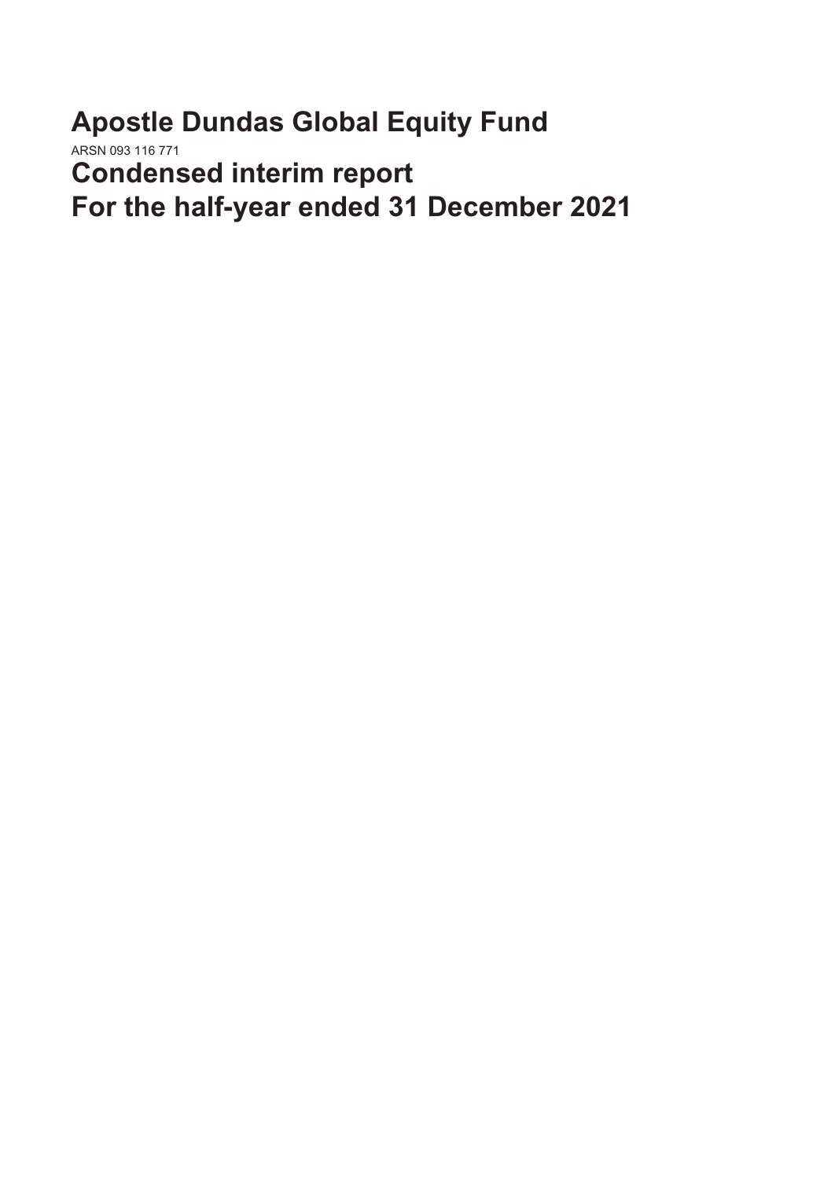# Apostle Dundas Global Equity Fund

ARSN 093 116 771

# Condensed interim report

# For the half-year ended 31 December 2021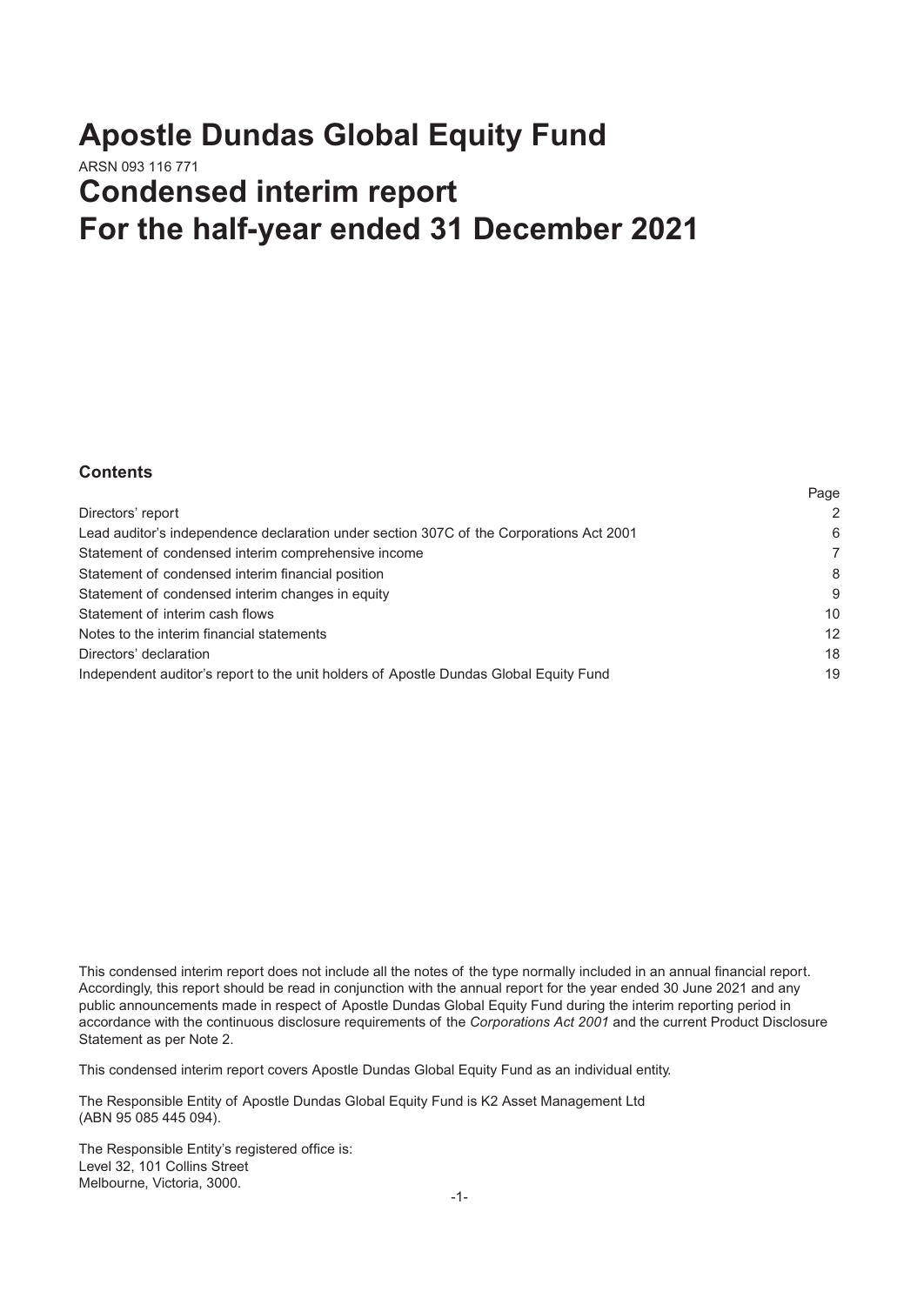# Apostle Dundas Global Equity Fund

ARSN 093 116 771

# Condensed interim report For the half-year ended 31 December 2021

## Contents

| | Page |
|---|---|
| Directors' report | 2 |
| Lead auditor's independence declaration under section 307C of the Corporations Act 2001 | 6 |
| Statement of condensed interim comprehensive income | 7 |
| Statement of condensed interim financial position | 8 |
| Statement of condensed interim changes in equity | 9 |
| Statement of interim cash flows | 10 |
| Notes to the interim financial statements | 12 |
| Directors' declaration | 18 |
| Independent auditor's report to the unit holders of Apostle Dundas Global Equity Fund | 19 |

This condensed interim report does not include all the notes of the type normally included in an annual financial report. Accordingly, this report should be read in conjunction with the annual report for the year ended 30 June 2021 and any public announcements made in respect of Apostle Dundas Global Equity Fund during the interim reporting period in accordance with the continuous disclosure requirements of the *Corporations Act 2001* and the current Product Disclosure Statement as per Note 2.

This condensed interim report covers Apostle Dundas Global Equity Fund as an individual entity.

The Responsible Entity of Apostle Dundas Global Equity Fund is K2 Asset Management Ltd (ABN 95 085 445 094).

The Responsible Entity's registered office is:
Level 32, 101 Collins Street
Melbourne, Victoria, 3000.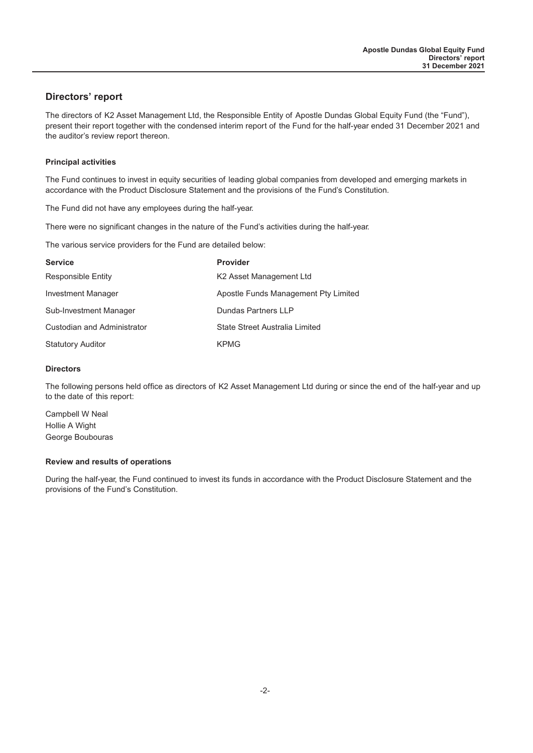## Directors' report

The directors of K2 Asset Management Ltd, the Responsible Entity of Apostle Dundas Global Equity Fund (the "Fund"), present their report together with the condensed interim report of the Fund for the half-year ended 31 December 2021 and the auditor's review report thereon.

### Principal activities

The Fund continues to invest in equity securities of leading global companies from developed and emerging markets in accordance with the Product Disclosure Statement and the provisions of the Fund's Constitution.

The Fund did not have any employees during the half-year.

There were no significant changes in the nature of the Fund's activities during the half-year.

The various service providers for the Fund are detailed below:

| Service | Provider |
|---|---|
| Responsible Entity | K2 Asset Management Ltd |
| Investment Manager | Apostle Funds Management Pty Limited |
| Sub-Investment Manager | Dundas Partners LLP |
| Custodian and Administrator | State Street Australia Limited |
| Statutory Auditor | KPMG |

### Directors

The following persons held office as directors of K2 Asset Management Ltd during or since the end of the half-year and up to the date of this report:

Campbell W Neal
Hollie A Wight
George Boubouras

### Review and results of operations

During the half-year, the Fund continued to invest its funds in accordance with the Product Disclosure Statement and the provisions of the Fund's Constitution.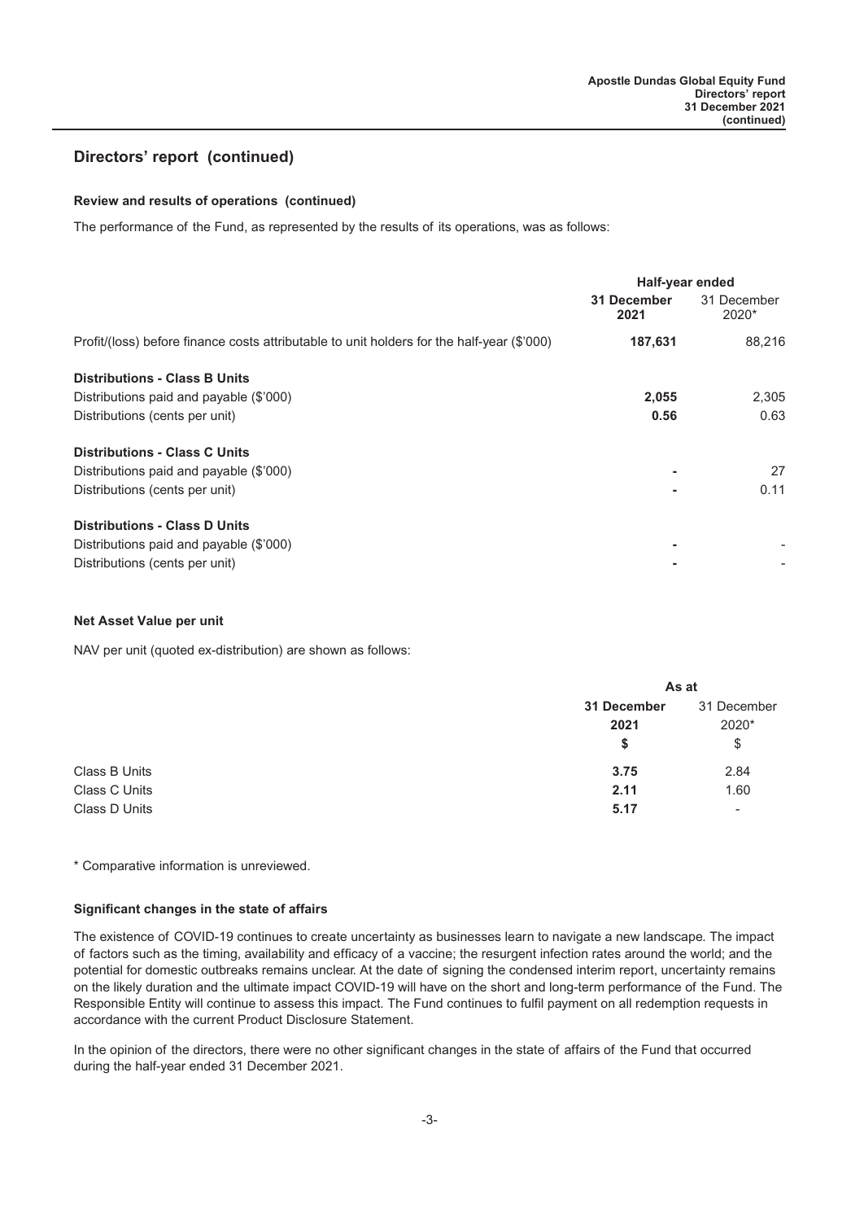## Directors' report (continued)

### Review and results of operations (continued)

The performance of the Fund, as represented by the results of its operations, was as follows:

| | Half-year ended | |
|---|---|---|
| | **31 December 2021** | 31 December 2020* |
| Profit/(loss) before finance costs attributable to unit holders for the half-year ($'000) | **187,631** | 88,216 |
| **Distributions - Class B Units** | | |
| Distributions paid and payable ($'000) | **2,055** | 2,305 |
| Distributions (cents per unit) | **0.56** | 0.63 |
| **Distributions - Class C Units** | | |
| Distributions paid and payable ($'000) | **-** | 27 |
| Distributions (cents per unit) | **-** | 0.11 |
| **Distributions - Class D Units** | | |
| Distributions paid and payable ($'000) | **-** | - |
| Distributions (cents per unit) | **-** | - |

### Net Asset Value per unit

NAV per unit (quoted ex-distribution) are shown as follows:

| | As at | |
|---|---|---|
| | **31 December 2021** | 31 December 2020* |
| | **$** | $ |
| Class B Units | **3.75** | 2.84 |
| Class C Units | **2.11** | 1.60 |
| Class D Units | **5.17** | - |

\* Comparative information is unreviewed.

### Significant changes in the state of affairs

The existence of COVID-19 continues to create uncertainty as businesses learn to navigate a new landscape. The impact of factors such as the timing, availability and efficacy of a vaccine; the resurgent infection rates around the world; and the potential for domestic outbreaks remains unclear. At the date of signing the condensed interim report, uncertainty remains on the likely duration and the ultimate impact COVID-19 will have on the short and long-term performance of the Fund. The Responsible Entity will continue to assess this impact. The Fund continues to fulfil payment on all redemption requests in accordance with the current Product Disclosure Statement.

In the opinion of the directors, there were no other significant changes in the state of affairs of the Fund that occurred during the half-year ended 31 December 2021.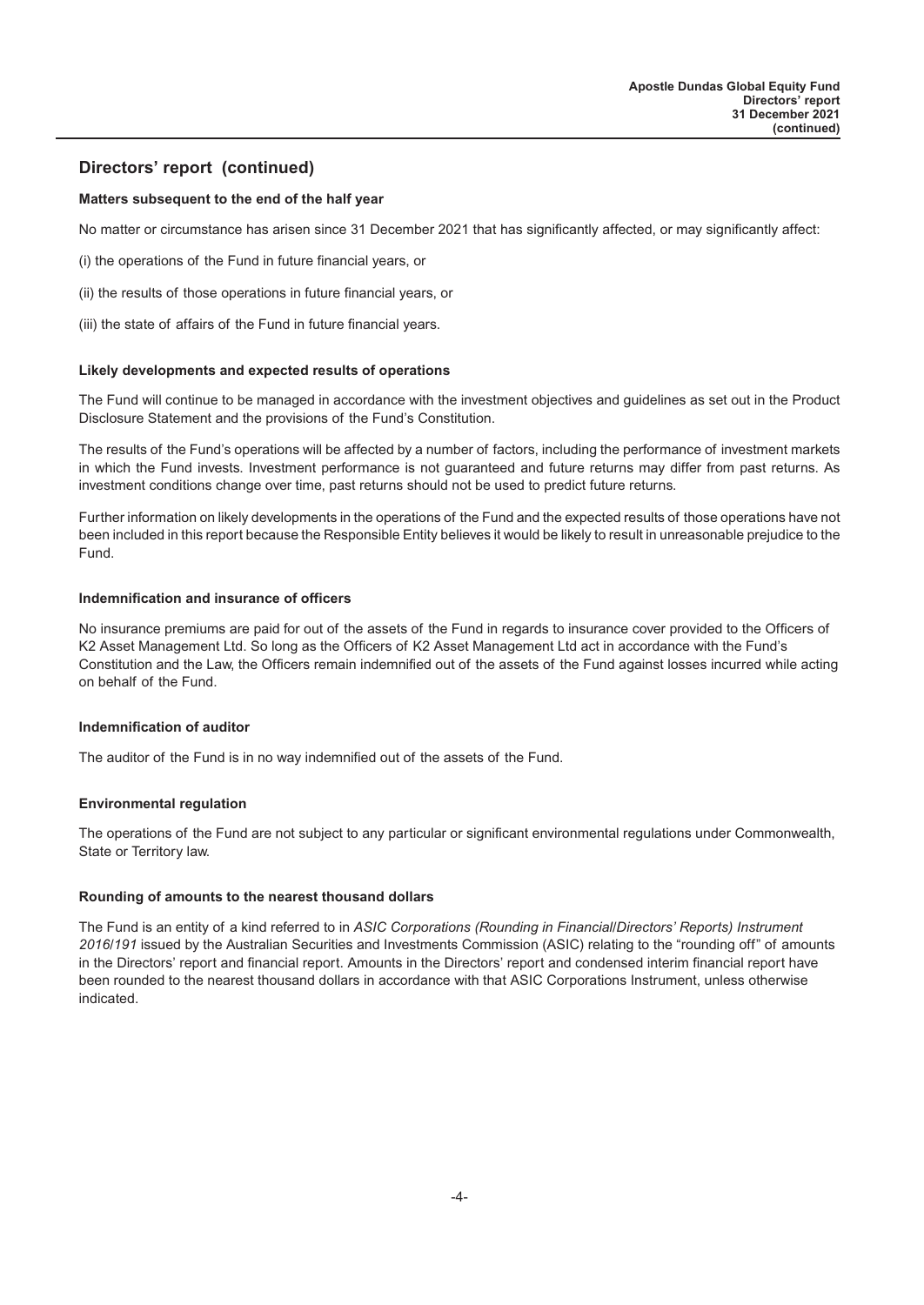## Directors' report (continued)

### Matters subsequent to the end of the half year

No matter or circumstance has arisen since 31 December 2021 that has significantly affected, or may significantly affect:

(i) the operations of the Fund in future financial years, or

(ii) the results of those operations in future financial years, or

(iii) the state of affairs of the Fund in future financial years.

### Likely developments and expected results of operations

The Fund will continue to be managed in accordance with the investment objectives and guidelines as set out in the Product Disclosure Statement and the provisions of the Fund's Constitution.

The results of the Fund's operations will be affected by a number of factors, including the performance of investment markets in which the Fund invests. Investment performance is not guaranteed and future returns may differ from past returns. As investment conditions change over time, past returns should not be used to predict future returns.

Further information on likely developments in the operations of the Fund and the expected results of those operations have not been included in this report because the Responsible Entity believes it would be likely to result in unreasonable prejudice to the Fund.

### Indemnification and insurance of officers

No insurance premiums are paid for out of the assets of the Fund in regards to insurance cover provided to the Officers of K2 Asset Management Ltd. So long as the Officers of K2 Asset Management Ltd act in accordance with the Fund's Constitution and the Law, the Officers remain indemnified out of the assets of the Fund against losses incurred while acting on behalf of the Fund.

### Indemnification of auditor

The auditor of the Fund is in no way indemnified out of the assets of the Fund.

### Environmental regulation

The operations of the Fund are not subject to any particular or significant environmental regulations under Commonwealth, State or Territory law.

### Rounding of amounts to the nearest thousand dollars

The Fund is an entity of a kind referred to in *ASIC Corporations (Rounding in Financial/Directors' Reports) Instrument 2016/191* issued by the Australian Securities and Investments Commission (ASIC) relating to the "rounding off" of amounts in the Directors' report and financial report. Amounts in the Directors' report and condensed interim financial report have been rounded to the nearest thousand dollars in accordance with that ASIC Corporations Instrument, unless otherwise indicated.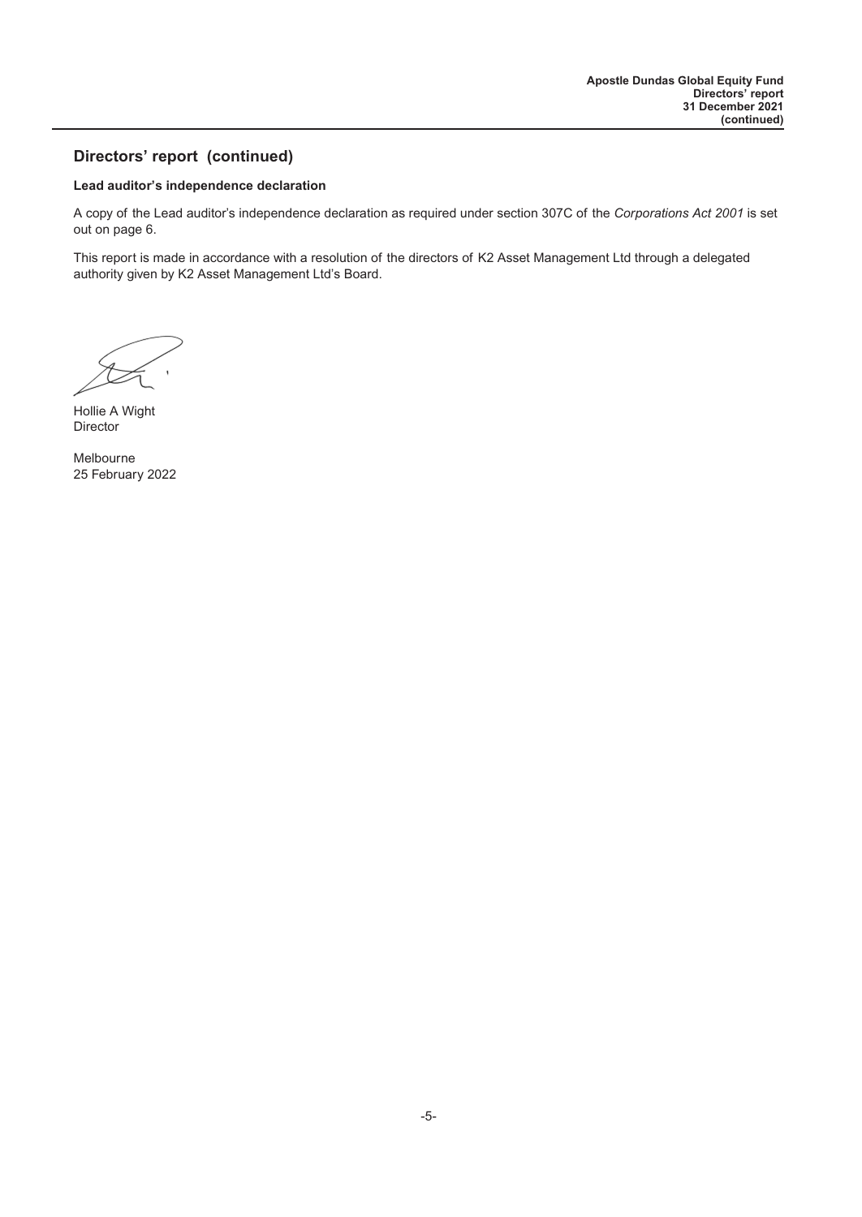## Directors' report (continued)

**Lead auditor's independence declaration**

A copy of the Lead auditor's independence declaration as required under section 307C of the *Corporations Act 2001* is set out on page 6.

This report is made in accordance with a resolution of the directors of K2 Asset Management Ltd through a delegated authority given by K2 Asset Management Ltd's Board.

Hollie A Wight
Director

Melbourne
25 February 2022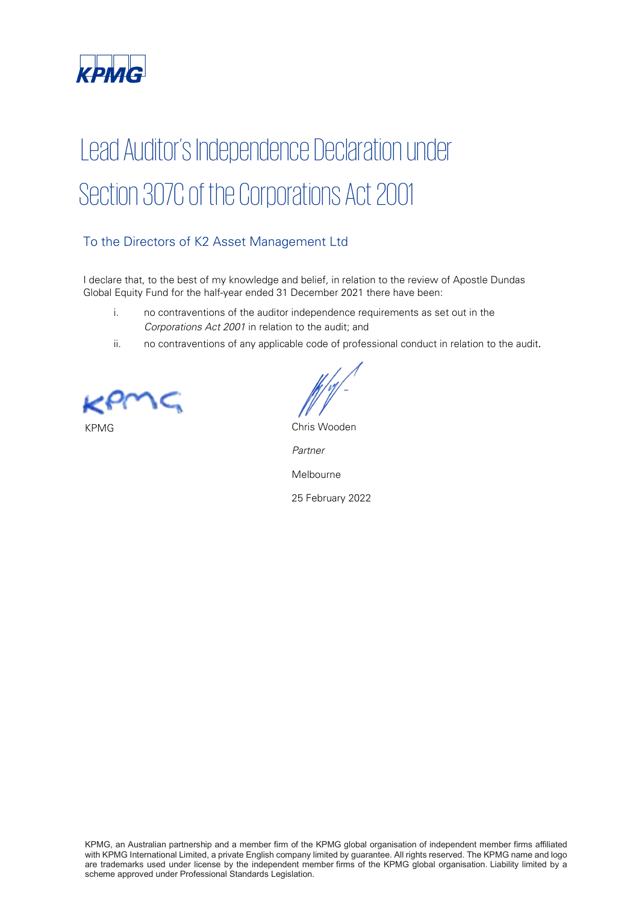# Lead Auditor's Independence Declaration under Section 307C of the Corporations Act 2001

## To the Directors of K2 Asset Management Ltd

I declare that, to the best of my knowledge and belief, in relation to the review of Apostle Dundas Global Equity Fund for the half-year ended 31 December 2021 there have been:

i. no contraventions of the auditor independence requirements as set out in the *Corporations Act 2001* in relation to the audit; and

ii. no contraventions of any applicable code of professional conduct in relation to the audit.

KPMG

Chris Wooden

*Partner*

Melbourne

25 February 2022

KPMG, an Australian partnership and a member firm of the KPMG global organisation of independent member firms affiliated with KPMG International Limited, a private English company limited by guarantee. All rights reserved. The KPMG name and logo are trademarks used under license by the independent member firms of the KPMG global organisation. Liability limited by a scheme approved under Professional Standards Legislation.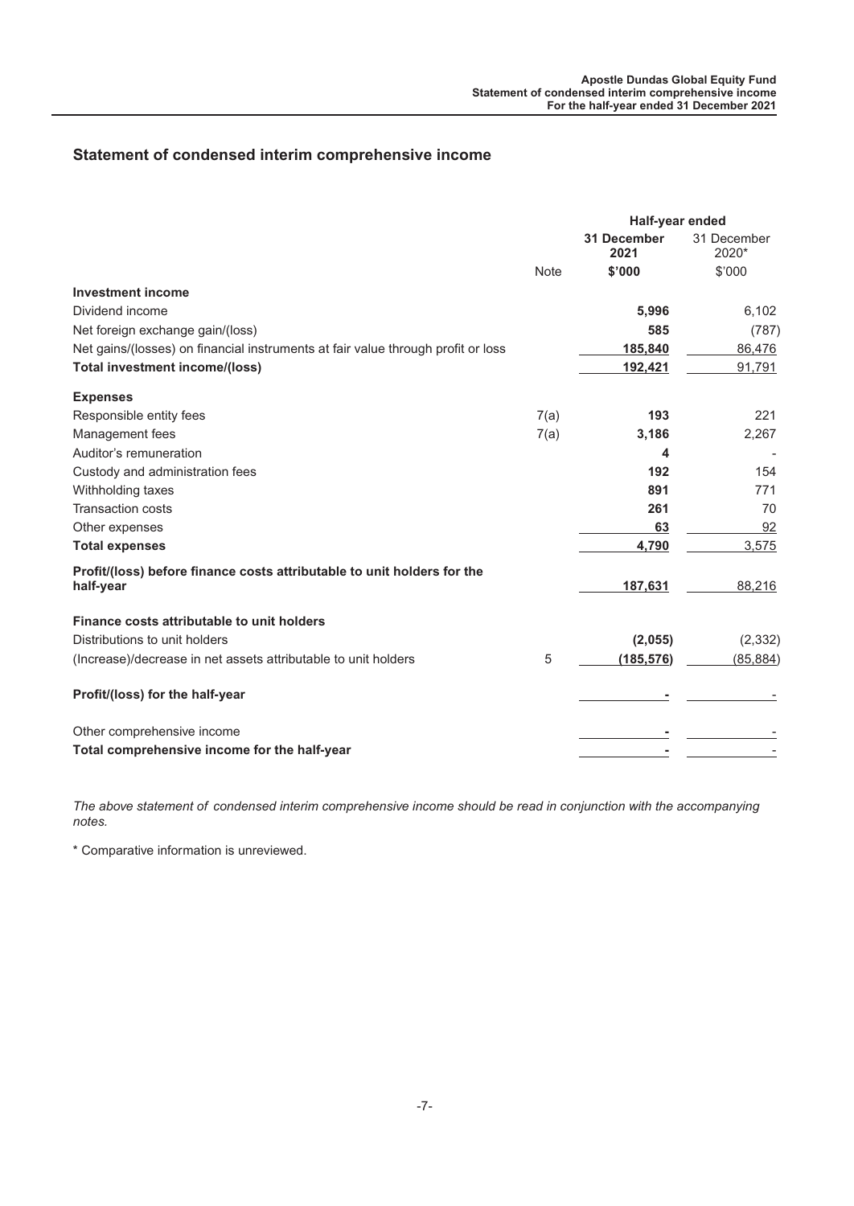## Statement of condensed interim comprehensive income

| | Note | Half-year ended 31 December 2021 $'000 | Half-year ended 31 December 2020* $'000 |
|---|---|---|---|
| **Investment income** | | | |
| Dividend income | | **5,996** | 6,102 |
| Net foreign exchange gain/(loss) | | **585** | (787) |
| Net gains/(losses) on financial instruments at fair value through profit or loss | | **185,840** | 86,476 |
| **Total investment income/(loss)** | | **192,421** | 91,791 |
| **Expenses** | | | |
| Responsible entity fees | 7(a) | **193** | 221 |
| Management fees | 7(a) | **3,186** | 2,267 |
| Auditor's remuneration | | **4** | - |
| Custody and administration fees | | **192** | 154 |
| Withholding taxes | | **891** | 771 |
| Transaction costs | | **261** | 70 |
| Other expenses | | **63** | 92 |
| **Total expenses** | | **4,790** | 3,575 |
| **Profit/(loss) before finance costs attributable to unit holders for the half-year** | | **187,631** | 88,216 |
| **Finance costs attributable to unit holders** | | | |
| Distributions to unit holders | | **(2,055)** | (2,332) |
| (Increase)/decrease in net assets attributable to unit holders | 5 | **(185,576)** | (85,884) |
| **Profit/(loss) for the half-year** | | **-** | - |
| Other comprehensive income | | **-** | - |
| **Total comprehensive income for the half-year** | | **-** | - |

*The above statement of condensed interim comprehensive income should be read in conjunction with the accompanying notes.*

\* Comparative information is unreviewed.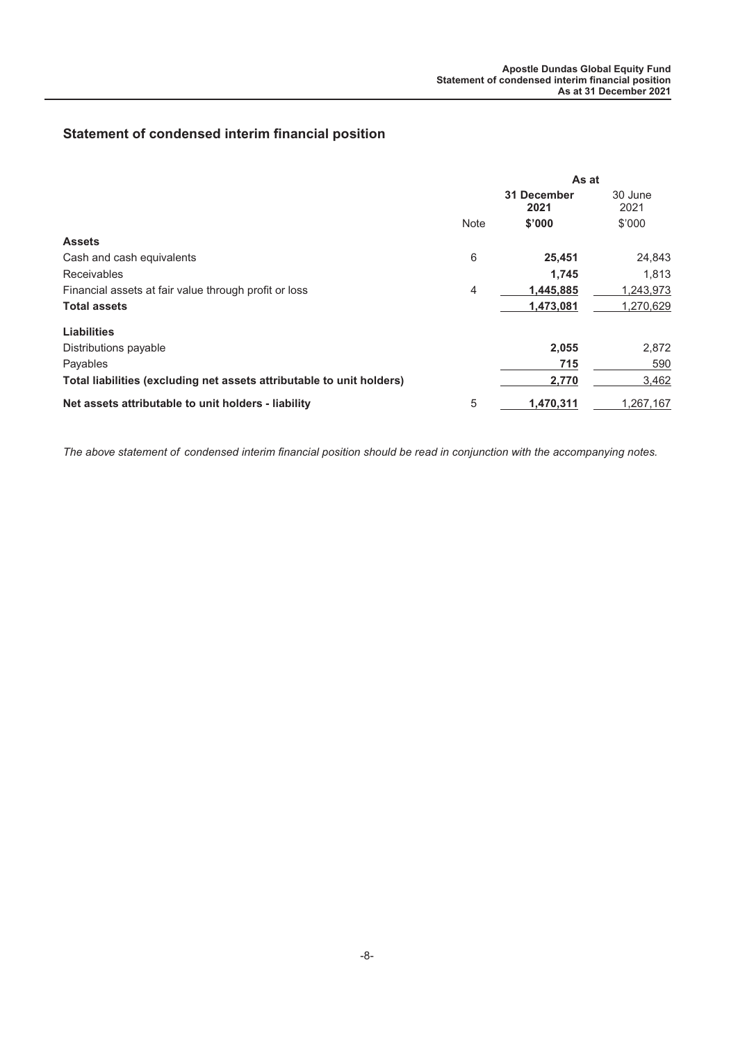## Statement of condensed interim financial position

| | Note | As at 31 December 2021 $'000 | 30 June 2021 $'000 |
|---|---|---|---|
| **Assets** | | | |
| Cash and cash equivalents | 6 | **25,451** | 24,843 |
| Receivables | | **1,745** | 1,813 |
| Financial assets at fair value through profit or loss | 4 | **1,445,885** | 1,243,973 |
| **Total assets** | | **1,473,081** | 1,270,629 |
| **Liabilities** | | | |
| Distributions payable | | **2,055** | 2,872 |
| Payables | | **715** | 590 |
| **Total liabilities (excluding net assets attributable to unit holders)** | | **2,770** | 3,462 |
| **Net assets attributable to unit holders - liability** | 5 | **1,470,311** | 1,267,167 |

*The above statement of condensed interim financial position should be read in conjunction with the accompanying notes.*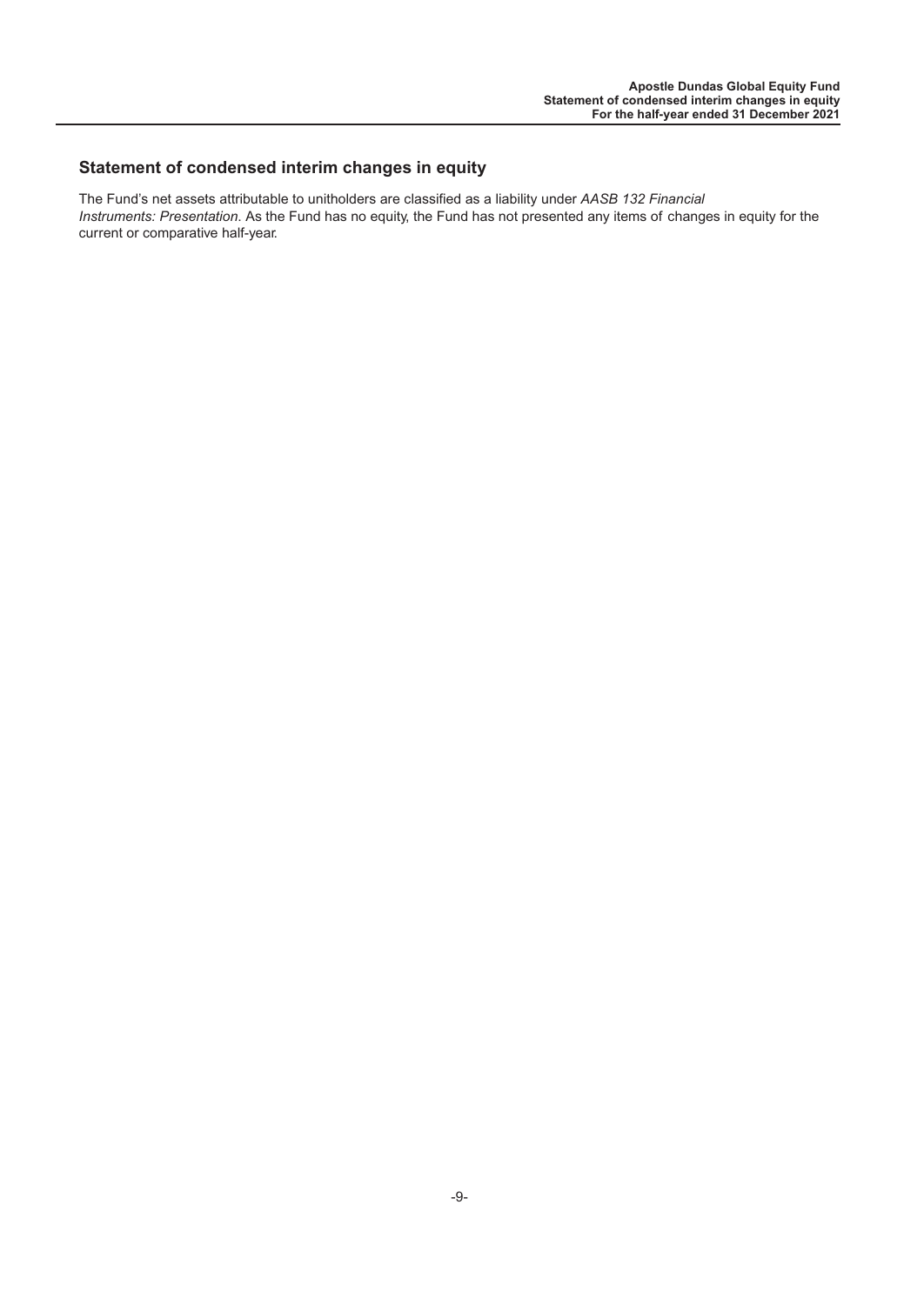## Statement of condensed interim changes in equity

The Fund's net assets attributable to unitholders are classified as a liability under *AASB 132 Financial Instruments: Presentation*. As the Fund has no equity, the Fund has not presented any items of changes in equity for the current or comparative half-year.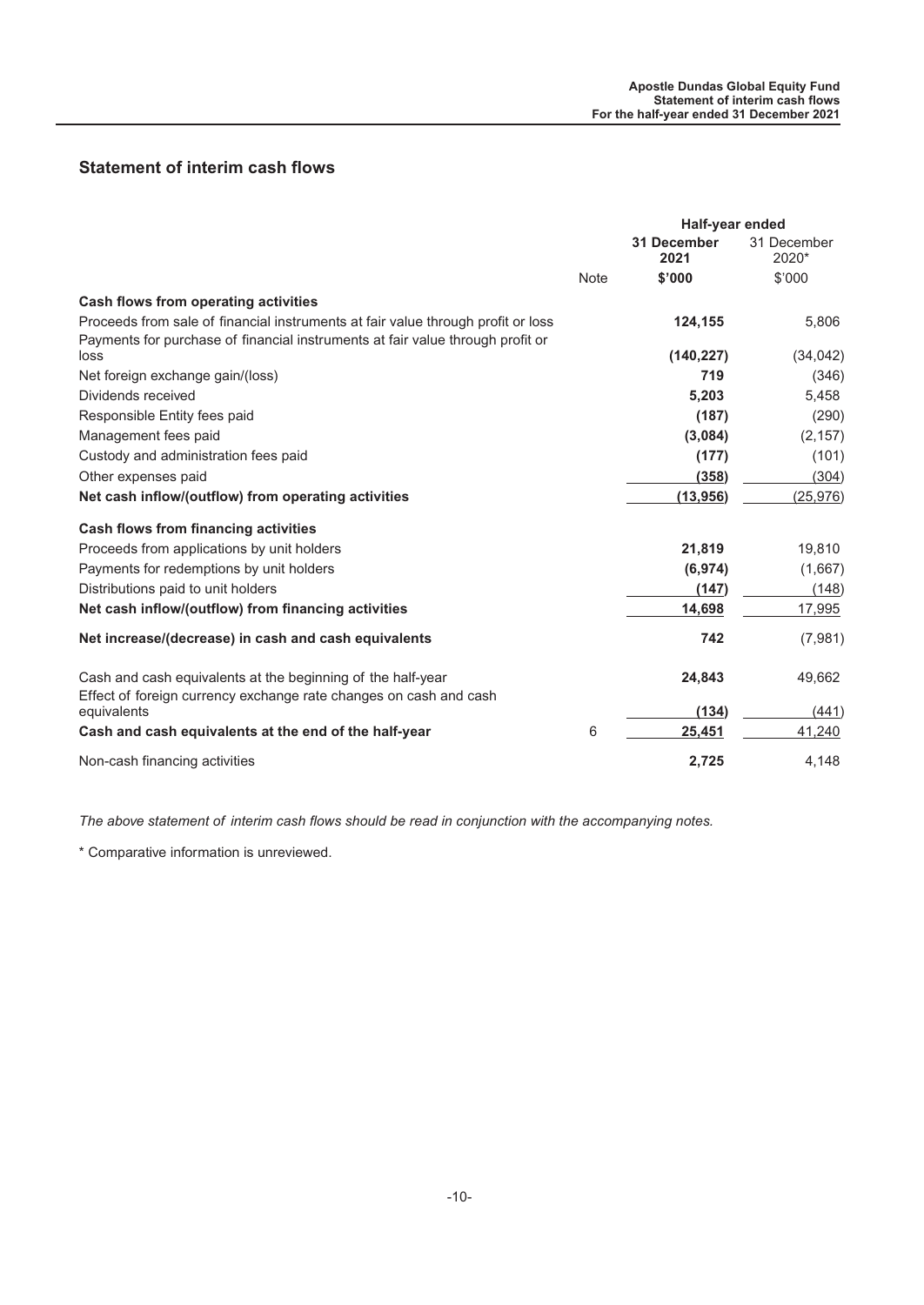## Statement of interim cash flows

| | | Half-year ended | |
|---|---|---|---|
| | | **31 December 2021** | 31 December 2020* |
| | Note | **$'000** | $'000 |
| **Cash flows from operating activities** | | | |
| Proceeds from sale of financial instruments at fair value through profit or loss | | **124,155** | 5,806 |
| Payments for purchase of financial instruments at fair value through profit or loss | | **(140,227)** | (34,042) |
| Net foreign exchange gain/(loss) | | **719** | (346) |
| Dividends received | | **5,203** | 5,458 |
| Responsible Entity fees paid | | **(187)** | (290) |
| Management fees paid | | **(3,084)** | (2,157) |
| Custody and administration fees paid | | **(177)** | (101) |
| Other expenses paid | | **(358)** | (304) |
| **Net cash inflow/(outflow) from operating activities** | | **(13,956)** | (25,976) |
| **Cash flows from financing activities** | | | |
| Proceeds from applications by unit holders | | **21,819** | 19,810 |
| Payments for redemptions by unit holders | | **(6,974)** | (1,667) |
| Distributions paid to unit holders | | **(147)** | (148) |
| **Net cash inflow/(outflow) from financing activities** | | **14,698** | 17,995 |
| **Net increase/(decrease) in cash and cash equivalents** | | **742** | (7,981) |
| Cash and cash equivalents at the beginning of the half-year | | **24,843** | 49,662 |
| Effect of foreign currency exchange rate changes on cash and cash equivalents | | **(134)** | (441) |
| **Cash and cash equivalents at the end of the half-year** | 6 | **25,451** | 41,240 |
| Non-cash financing activities | | **2,725** | 4,148 |

*The above statement of interim cash flows should be read in conjunction with the accompanying notes.*

\* Comparative information is unreviewed.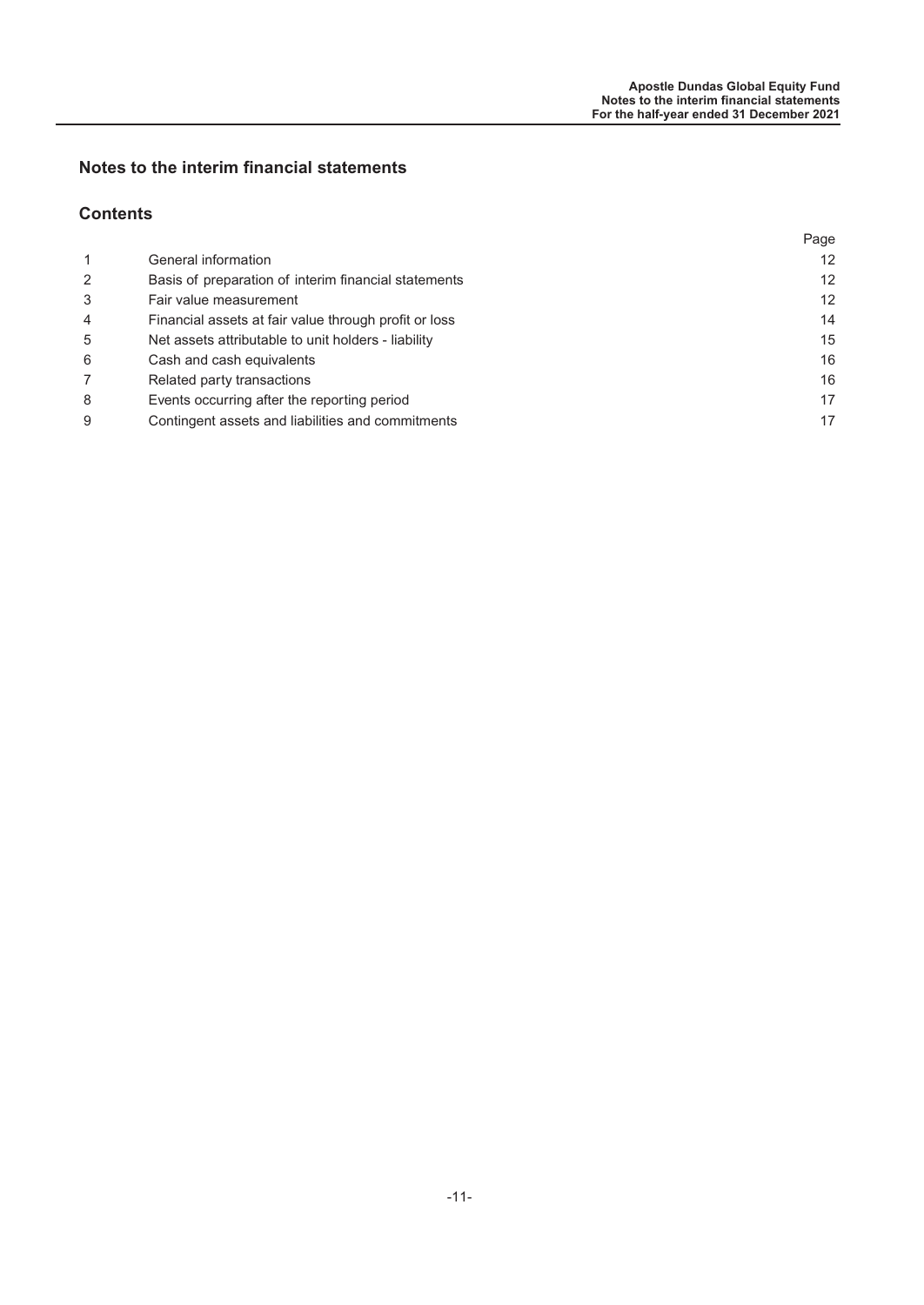## Notes to the interim financial statements

### Contents

| | | Page |
|---|---|---|
| 1 | General information | 12 |
| 2 | Basis of preparation of interim financial statements | 12 |
| 3 | Fair value measurement | 12 |
| 4 | Financial assets at fair value through profit or loss | 14 |
| 5 | Net assets attributable to unit holders - liability | 15 |
| 6 | Cash and cash equivalents | 16 |
| 7 | Related party transactions | 16 |
| 8 | Events occurring after the reporting period | 17 |
| 9 | Contingent assets and liabilities and commitments | 17 |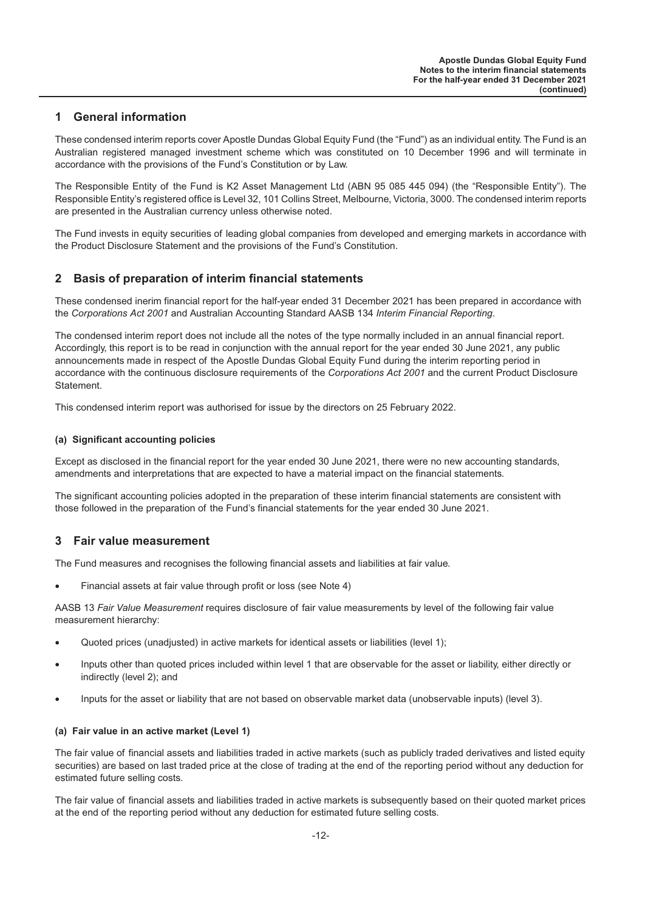## 1 General information

These condensed interim reports cover Apostle Dundas Global Equity Fund (the "Fund") as an individual entity. The Fund is an Australian registered managed investment scheme which was constituted on 10 December 1996 and will terminate in accordance with the provisions of the Fund's Constitution or by Law.

The Responsible Entity of the Fund is K2 Asset Management Ltd (ABN 95 085 445 094) (the "Responsible Entity"). The Responsible Entity's registered office is Level 32, 101 Collins Street, Melbourne, Victoria, 3000. The condensed interim reports are presented in the Australian currency unless otherwise noted.

The Fund invests in equity securities of leading global companies from developed and emerging markets in accordance with the Product Disclosure Statement and the provisions of the Fund's Constitution.

## 2 Basis of preparation of interim financial statements

These condensed inerim financial report for the half-year ended 31 December 2021 has been prepared in accordance with the *Corporations Act 2001* and Australian Accounting Standard AASB 134 *Interim Financial Reporting*.

The condensed interim report does not include all the notes of the type normally included in an annual financial report. Accordingly, this report is to be read in conjunction with the annual report for the year ended 30 June 2021, any public announcements made in respect of the Apostle Dundas Global Equity Fund during the interim reporting period in accordance with the continuous disclosure requirements of the *Corporations Act 2001* and the current Product Disclosure Statement.

This condensed interim report was authorised for issue by the directors on 25 February 2022.

#### (a) Significant accounting policies

Except as disclosed in the financial report for the year ended 30 June 2021, there were no new accounting standards, amendments and interpretations that are expected to have a material impact on the financial statements.

The significant accounting policies adopted in the preparation of these interim financial statements are consistent with those followed in the preparation of the Fund's financial statements for the year ended 30 June 2021.

## 3 Fair value measurement

The Fund measures and recognises the following financial assets and liabilities at fair value.

- Financial assets at fair value through profit or loss (see Note 4)

AASB 13 *Fair Value Measurement* requires disclosure of fair value measurements by level of the following fair value measurement hierarchy:

- Quoted prices (unadjusted) in active markets for identical assets or liabilities (level 1);
- Inputs other than quoted prices included within level 1 that are observable for the asset or liability, either directly or indirectly (level 2); and
- Inputs for the asset or liability that are not based on observable market data (unobservable inputs) (level 3).

#### (a) Fair value in an active market (Level 1)

The fair value of financial assets and liabilities traded in active markets (such as publicly traded derivatives and listed equity securities) are based on last traded price at the close of trading at the end of the reporting period without any deduction for estimated future selling costs.

The fair value of financial assets and liabilities traded in active markets is subsequently based on their quoted market prices at the end of the reporting period without any deduction for estimated future selling costs.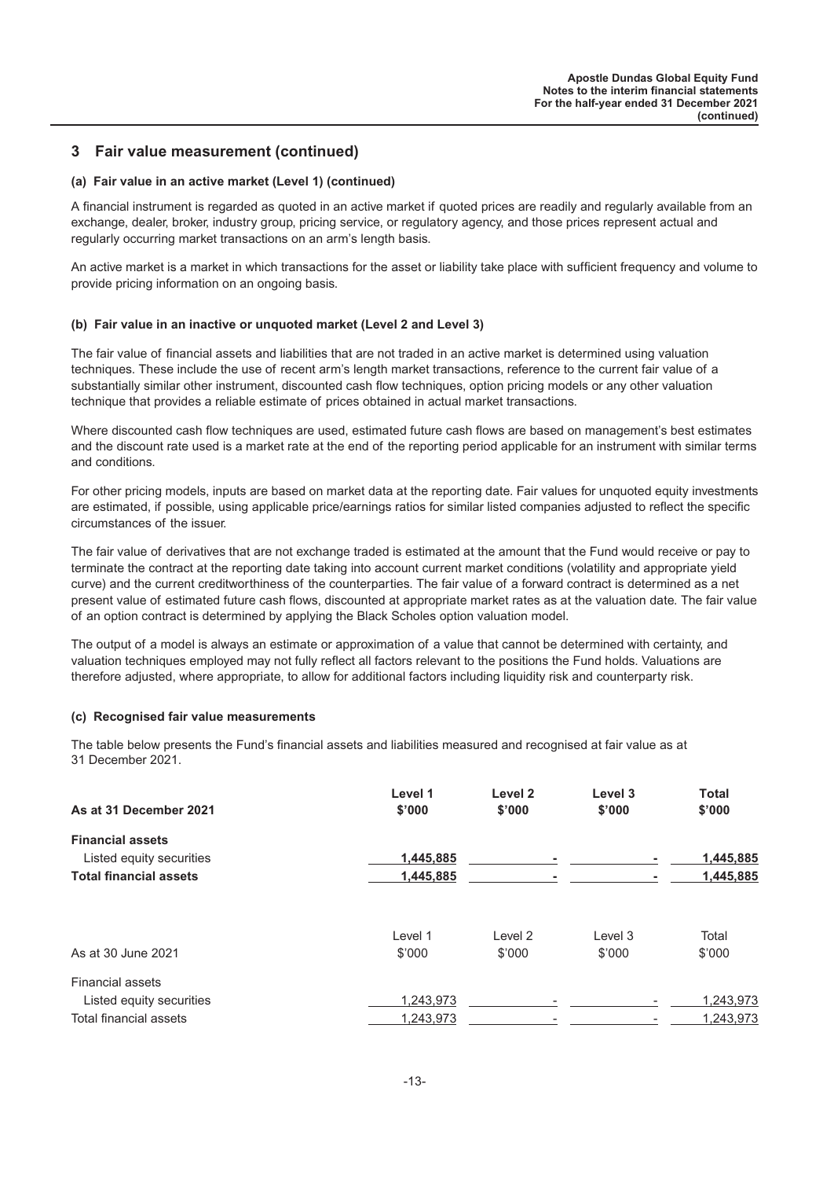## 3 Fair value measurement (continued)

### (a) Fair value in an active market (Level 1) (continued)

A financial instrument is regarded as quoted in an active market if quoted prices are readily and regularly available from an exchange, dealer, broker, industry group, pricing service, or regulatory agency, and those prices represent actual and regularly occurring market transactions on an arm's length basis.

An active market is a market in which transactions for the asset or liability take place with sufficient frequency and volume to provide pricing information on an ongoing basis.

### (b) Fair value in an inactive or unquoted market (Level 2 and Level 3)

The fair value of financial assets and liabilities that are not traded in an active market is determined using valuation techniques. These include the use of recent arm's length market transactions, reference to the current fair value of a substantially similar other instrument, discounted cash flow techniques, option pricing models or any other valuation technique that provides a reliable estimate of prices obtained in actual market transactions.

Where discounted cash flow techniques are used, estimated future cash flows are based on management's best estimates and the discount rate used is a market rate at the end of the reporting period applicable for an instrument with similar terms and conditions.

For other pricing models, inputs are based on market data at the reporting date. Fair values for unquoted equity investments are estimated, if possible, using applicable price/earnings ratios for similar listed companies adjusted to reflect the specific circumstances of the issuer.

The fair value of derivatives that are not exchange traded is estimated at the amount that the Fund would receive or pay to terminate the contract at the reporting date taking into account current market conditions (volatility and appropriate yield curve) and the current creditworthiness of the counterparties. The fair value of a forward contract is determined as a net present value of estimated future cash flows, discounted at appropriate market rates as at the valuation date. The fair value of an option contract is determined by applying the Black Scholes option valuation model.

The output of a model is always an estimate or approximation of a value that cannot be determined with certainty, and valuation techniques employed may not fully reflect all factors relevant to the positions the Fund holds. Valuations are therefore adjusted, where appropriate, to allow for additional factors including liquidity risk and counterparty risk.

### (c) Recognised fair value measurements

The table below presents the Fund's financial assets and liabilities measured and recognised at fair value as at 31 December 2021.

| **As at 31 December 2021** | **Level 1 \$'000** | **Level 2 \$'000** | **Level 3 \$'000** | **Total \$'000** |
|---|---|---|---|---|
| **Financial assets** | | | | |
| Listed equity securities | **1,445,885** | **-** | **-** | **1,445,885** |
| **Total financial assets** | **1,445,885** | **-** | **-** | **1,445,885** |

| As at 30 June 2021 | Level 1 \$'000 | Level 2 \$'000 | Level 3 \$'000 | Total \$'000 |
|---|---|---|---|---|
| Financial assets | | | | |
| Listed equity securities | 1,243,973 | - | - | 1,243,973 |
| Total financial assets | 1,243,973 | - | - | 1,243,973 |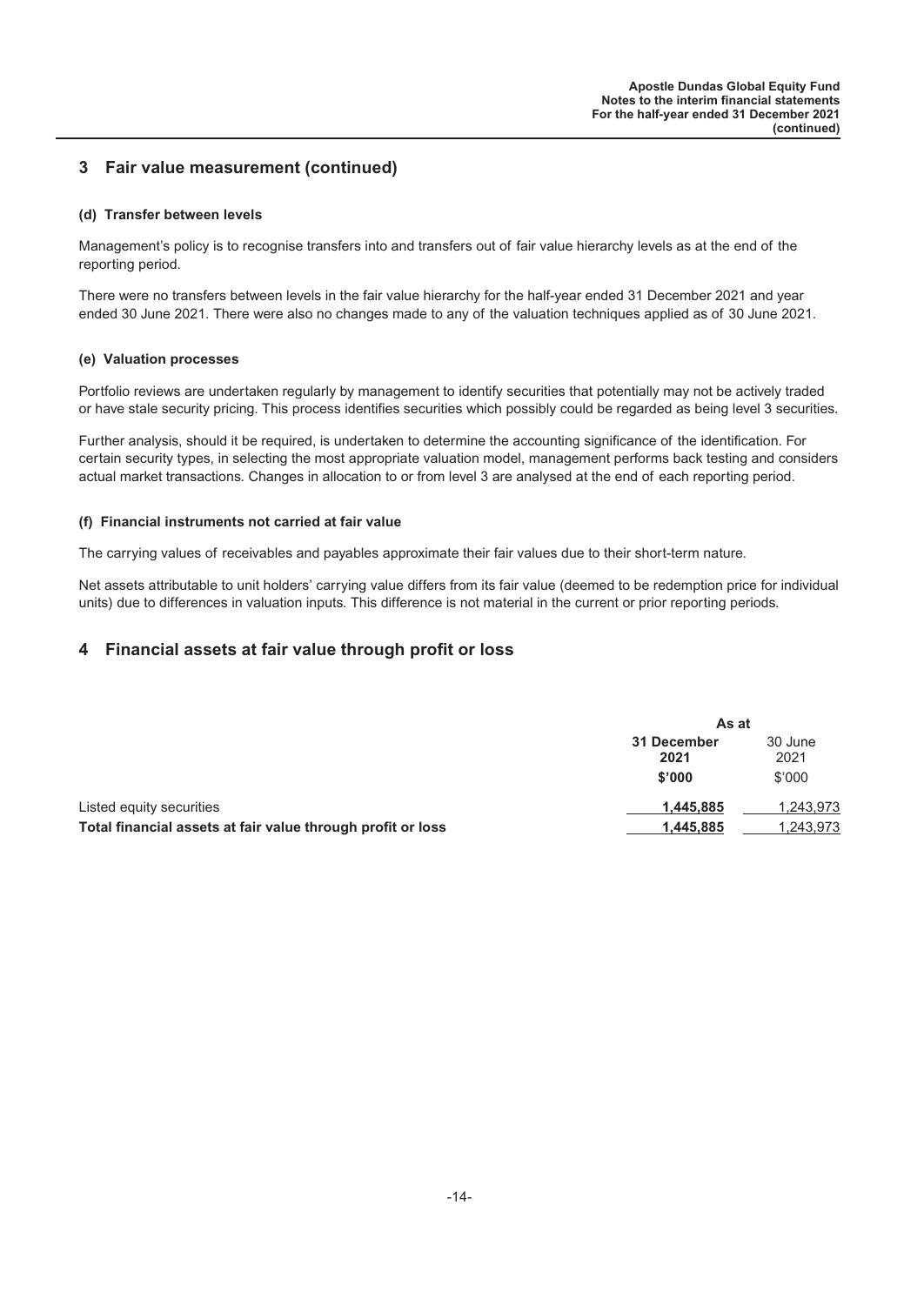## 3 Fair value measurement (continued)

### (d) Transfer between levels

Management's policy is to recognise transfers into and transfers out of fair value hierarchy levels as at the end of the reporting period.

There were no transfers between levels in the fair value hierarchy for the half-year ended 31 December 2021 and year ended 30 June 2021. There were also no changes made to any of the valuation techniques applied as of 30 June 2021.

### (e) Valuation processes

Portfolio reviews are undertaken regularly by management to identify securities that potentially may not be actively traded or have stale security pricing. This process identifies securities which possibly could be regarded as being level 3 securities.

Further analysis, should it be required, is undertaken to determine the accounting significance of the identification. For certain security types, in selecting the most appropriate valuation model, management performs back testing and considers actual market transactions. Changes in allocation to or from level 3 are analysed at the end of each reporting period.

### (f) Financial instruments not carried at fair value

The carrying values of receivables and payables approximate their fair values due to their short-term nature.

Net assets attributable to unit holders' carrying value differs from its fair value (deemed to be redemption price for individual units) due to differences in valuation inputs. This difference is not material in the current or prior reporting periods.

## 4 Financial assets at fair value through profit or loss

| | As at | |
|---|---|---|
| | **31 December 2021** | 30 June 2021 |
| | **$'000** | $'000 |
| Listed equity securities | **1,445,885** | 1,243,973 |
| **Total financial assets at fair value through profit or loss** | **1,445,885** | 1,243,973 |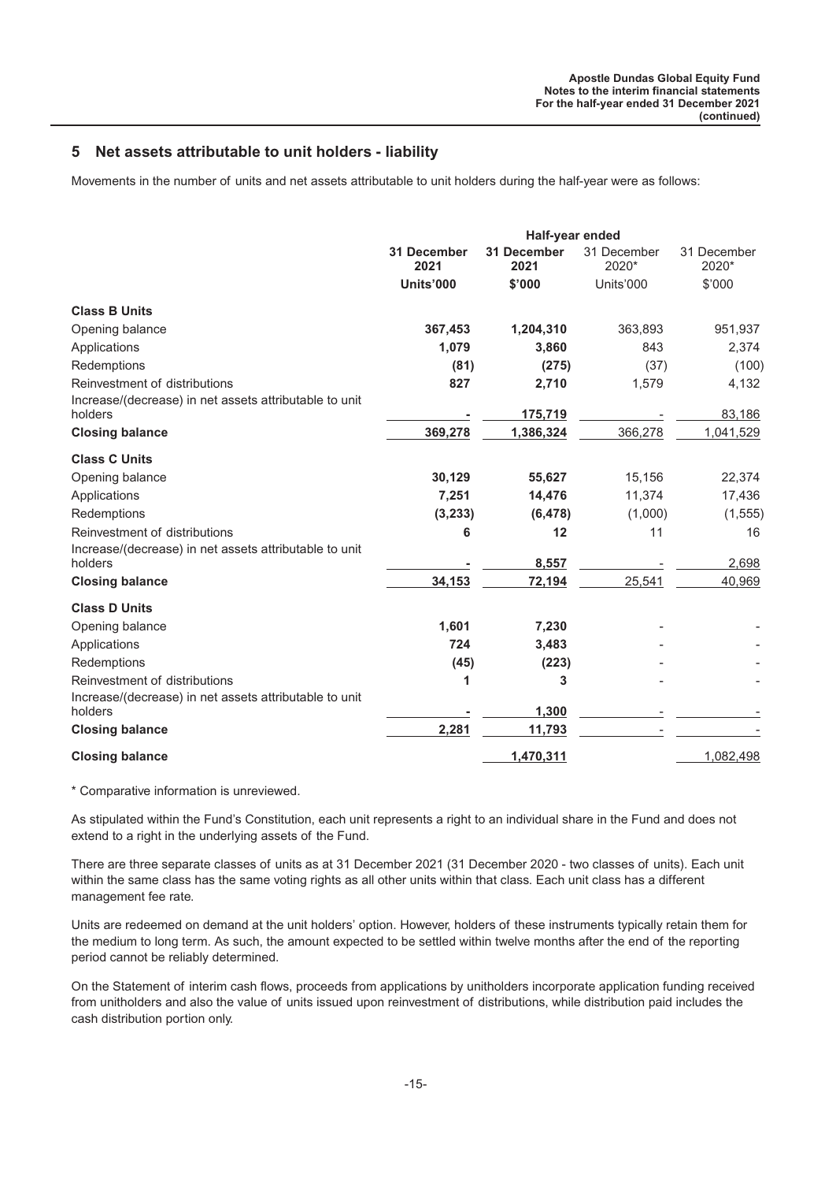## 5 Net assets attributable to unit holders - liability

Movements in the number of units and net assets attributable to unit holders during the half-year were as follows:

| | Half-year ended | | | |
|---|---|---|---|---|
| | **31 December 2021** | **31 December 2021** | 31 December 2020* | 31 December 2020* |
| | **Units'000** | **$'000** | Units'000 | $'000 |
| **Class B Units** | | | | |
| Opening balance | **367,453** | **1,204,310** | 363,893 | 951,937 |
| Applications | **1,079** | **3,860** | 843 | 2,374 |
| Redemptions | **(81)** | **(275)** | (37) | (100) |
| Reinvestment of distributions | **827** | **2,710** | 1,579 | 4,132 |
| Increase/(decrease) in net assets attributable to unit holders | **-** | **175,719** | - | 83,186 |
| **Closing balance** | **369,278** | **1,386,324** | 366,278 | 1,041,529 |
| **Class C Units** | | | | |
| Opening balance | **30,129** | **55,627** | 15,156 | 22,374 |
| Applications | **7,251** | **14,476** | 11,374 | 17,436 |
| Redemptions | **(3,233)** | **(6,478)** | (1,000) | (1,555) |
| Reinvestment of distributions | **6** | **12** | 11 | 16 |
| Increase/(decrease) in net assets attributable to unit holders | **-** | **8,557** | - | 2,698 |
| **Closing balance** | **34,153** | **72,194** | 25,541 | 40,969 |
| **Class D Units** | | | | |
| Opening balance | **1,601** | **7,230** | - | - |
| Applications | **724** | **3,483** | - | - |
| Redemptions | **(45)** | **(223)** | - | - |
| Reinvestment of distributions | **1** | **3** | - | - |
| Increase/(decrease) in net assets attributable to unit holders | **-** | **1,300** | - | - |
| **Closing balance** | **2,281** | **11,793** | - | - |
| **Closing balance** | | **1,470,311** | | 1,082,498 |

\* Comparative information is unreviewed.

As stipulated within the Fund's Constitution, each unit represents a right to an individual share in the Fund and does not extend to a right in the underlying assets of the Fund.

There are three separate classes of units as at 31 December 2021 (31 December 2020 - two classes of units). Each unit within the same class has the same voting rights as all other units within that class. Each unit class has a different management fee rate.

Units are redeemed on demand at the unit holders' option. However, holders of these instruments typically retain them for the medium to long term. As such, the amount expected to be settled within twelve months after the end of the reporting period cannot be reliably determined.

On the Statement of interim cash flows, proceeds from applications by unitholders incorporate application funding received from unitholders and also the value of units issued upon reinvestment of distributions, while distribution paid includes the cash distribution portion only.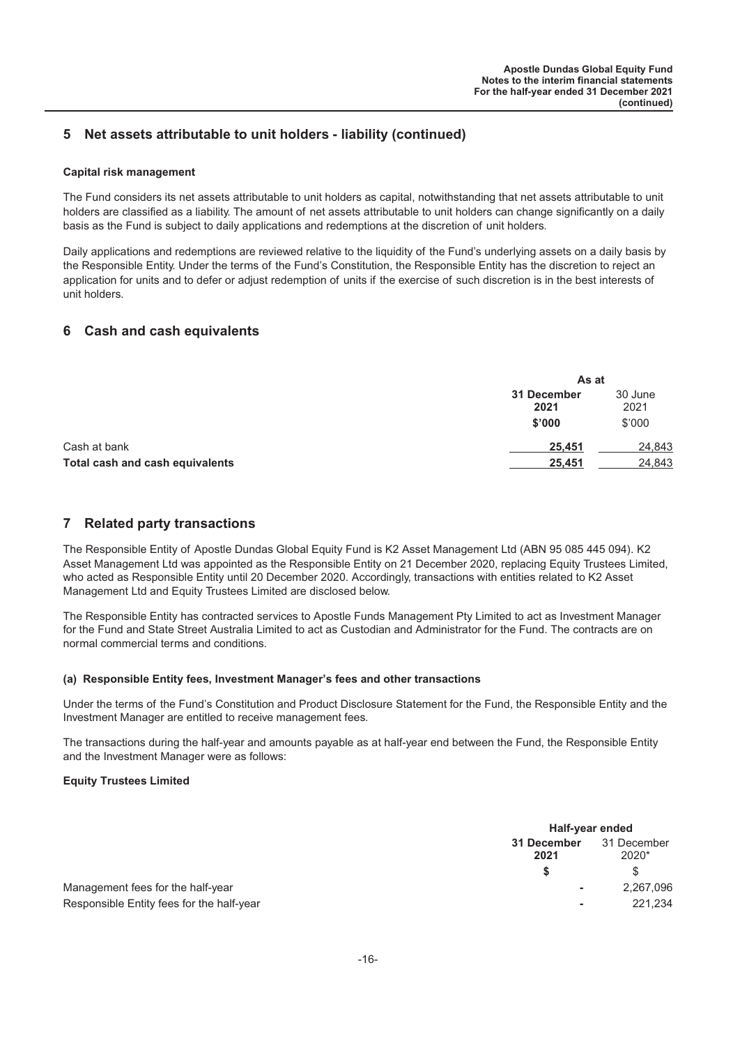## 5 Net assets attributable to unit holders - liability (continued)

#### Capital risk management

The Fund considers its net assets attributable to unit holders as capital, notwithstanding that net assets attributable to unit holders are classified as a liability. The amount of net assets attributable to unit holders can change significantly on a daily basis as the Fund is subject to daily applications and redemptions at the discretion of unit holders.

Daily applications and redemptions are reviewed relative to the liquidity of the Fund's underlying assets on a daily basis by the Responsible Entity. Under the terms of the Fund's Constitution, the Responsible Entity has the discretion to reject an application for units and to defer or adjust redemption of units if the exercise of such discretion is in the best interests of unit holders.

## 6 Cash and cash equivalents

| | As at | |
|---|---|---|
| | **31 December 2021** | 30 June 2021 |
| | **$'000** | $'000 |
| Cash at bank | **25,451** | 24,843 |
| **Total cash and cash equivalents** | **25,451** | 24,843 |

## 7 Related party transactions

The Responsible Entity of Apostle Dundas Global Equity Fund is K2 Asset Management Ltd (ABN 95 085 445 094). K2 Asset Management Ltd was appointed as the Responsible Entity on 21 December 2020, replacing Equity Trustees Limited, who acted as Responsible Entity until 20 December 2020. Accordingly, transactions with entities related to K2 Asset Management Ltd and Equity Trustees Limited are disclosed below.

The Responsible Entity has contracted services to Apostle Funds Management Pty Limited to act as Investment Manager for the Fund and State Street Australia Limited to act as Custodian and Administrator for the Fund. The contracts are on normal commercial terms and conditions.

#### (a) Responsible Entity fees, Investment Manager's fees and other transactions

Under the terms of the Fund's Constitution and Product Disclosure Statement for the Fund, the Responsible Entity and the Investment Manager are entitled to receive management fees.

The transactions during the half-year and amounts payable as at half-year end between the Fund, the Responsible Entity and the Investment Manager were as follows:

#### Equity Trustees Limited

| | Half-year ended | |
|---|---|---|
| | **31 December 2021** | 31 December 2020* |
| | **$** | $ |
| Management fees for the half-year | **-** | 2,267,096 |
| Responsible Entity fees for the half-year | **-** | 221,234 |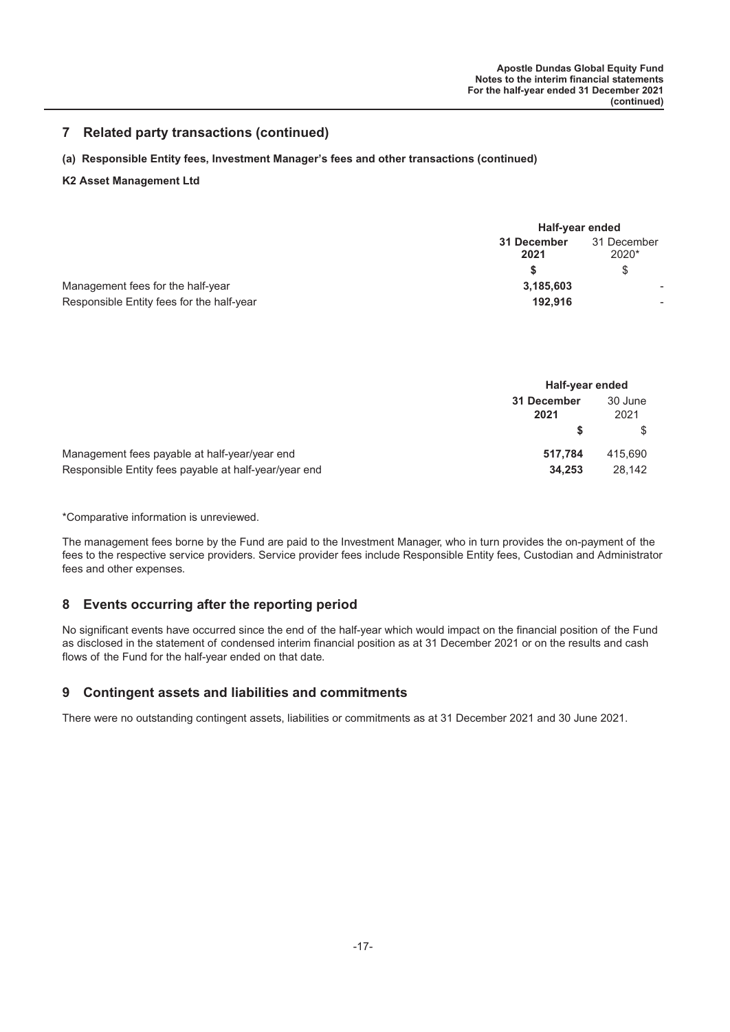## 7 Related party transactions (continued)

### (a) Responsible Entity fees, Investment Manager's fees and other transactions (continued)

**K2 Asset Management Ltd**

| | Half-year ended | |
|---|---|---|
| | **31 December 2021** | 31 December 2020* |
| | **$** | $ |
| Management fees for the half-year | **3,185,603** | - |
| Responsible Entity fees for the half-year | **192,916** | - |

| | Half-year ended | |
|---|---|---|
| | **31 December 2021** | 30 June 2021 |
| | **$** | $ |
| Management fees payable at half-year/year end | **517,784** | 415,690 |
| Responsible Entity fees payable at half-year/year end | **34,253** | 28,142 |

*Comparative information is unreviewed.

The management fees borne by the Fund are paid to the Investment Manager, who in turn provides the on-payment of the fees to the respective service providers. Service provider fees include Responsible Entity fees, Custodian and Administrator fees and other expenses.

## 8 Events occurring after the reporting period

No significant events have occurred since the end of the half-year which would impact on the financial position of the Fund as disclosed in the statement of condensed interim financial position as at 31 December 2021 or on the results and cash flows of the Fund for the half-year ended on that date.

## 9 Contingent assets and liabilities and commitments

There were no outstanding contingent assets, liabilities or commitments as at 31 December 2021 and 30 June 2021.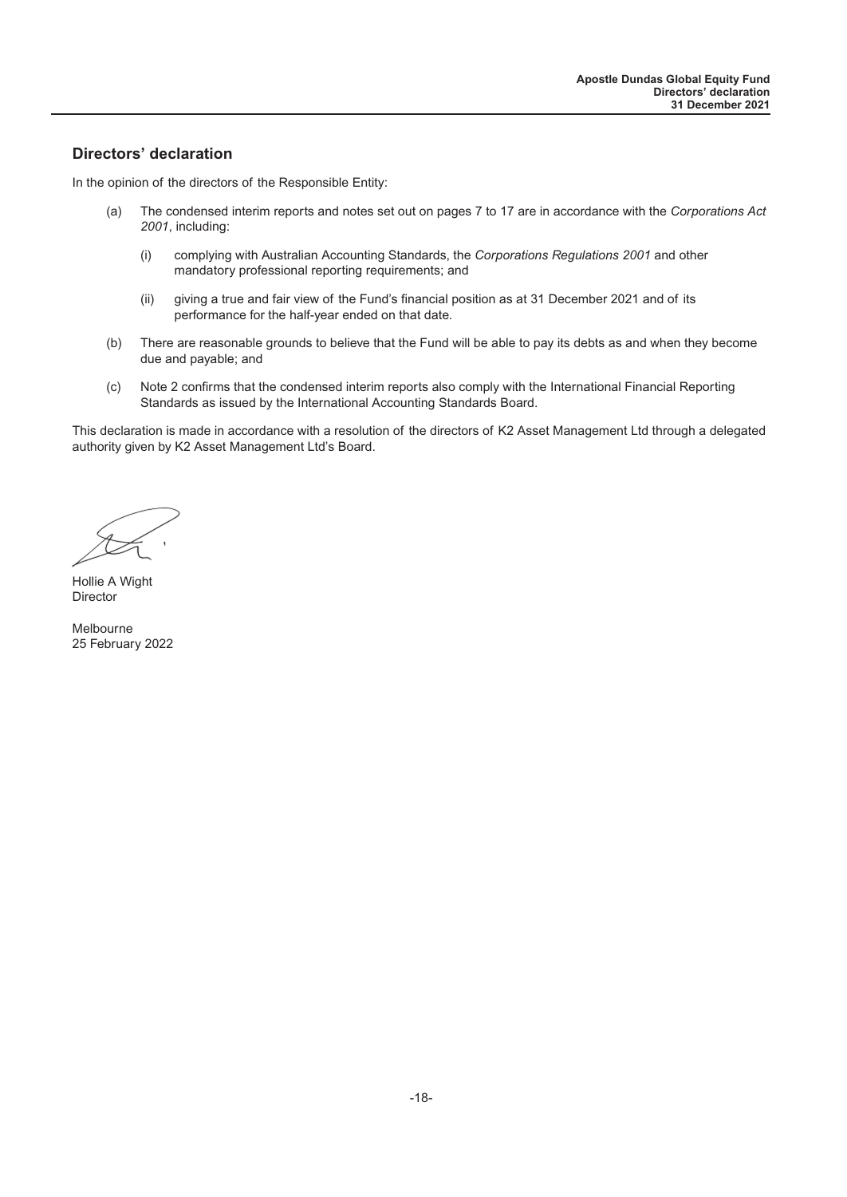## Directors' declaration

In the opinion of the directors of the Responsible Entity:

(a) The condensed interim reports and notes set out on pages 7 to 17 are in accordance with the *Corporations Act 2001*, including:

  (i) complying with Australian Accounting Standards, the *Corporations Regulations 2001* and other mandatory professional reporting requirements; and

  (ii) giving a true and fair view of the Fund's financial position as at 31 December 2021 and of its performance for the half-year ended on that date.

(b) There are reasonable grounds to believe that the Fund will be able to pay its debts as and when they become due and payable; and

(c) Note 2 confirms that the condensed interim reports also comply with the International Financial Reporting Standards as issued by the International Accounting Standards Board.

This declaration is made in accordance with a resolution of the directors of K2 Asset Management Ltd through a delegated authority given by K2 Asset Management Ltd's Board.

Hollie A Wight
Director

Melbourne
25 February 2022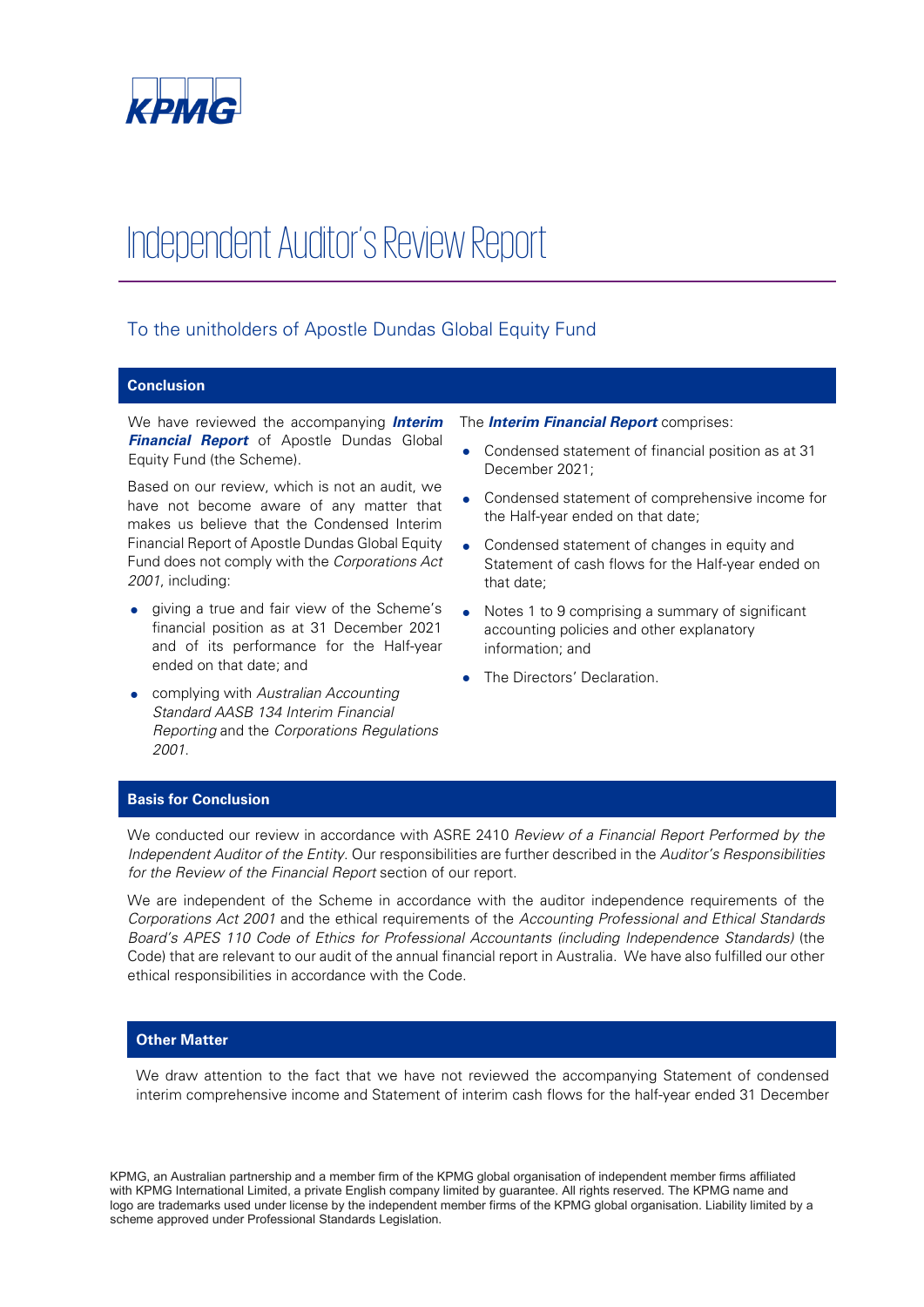KPMG

# Independent Auditor's Review Report

## To the unitholders of Apostle Dundas Global Equity Fund

### Conclusion

We have reviewed the accompanying ***Interim Financial Report*** of Apostle Dundas Global Equity Fund (the Scheme).

Based on our review, which is not an audit, we have not become aware of any matter that makes us believe that the Condensed Interim Financial Report of Apostle Dundas Global Equity Fund does not comply with the *Corporations Act 2001*, including:

- giving a true and fair view of the Scheme's financial position as at 31 December 2021 and of its performance for the Half-year ended on that date; and
- complying with *Australian Accounting Standard AASB 134 Interim Financial Reporting* and the *Corporations Regulations 2001*.

The ***Interim Financial Report*** comprises:

- Condensed statement of financial position as at 31 December 2021;
- Condensed statement of comprehensive income for the Half-year ended on that date;
- Condensed statement of changes in equity and Statement of cash flows for the Half-year ended on that date;
- Notes 1 to 9 comprising a summary of significant accounting policies and other explanatory information; and
- The Directors' Declaration.

### Basis for Conclusion

We conducted our review in accordance with ASRE 2410 *Review of a Financial Report Performed by the Independent Auditor of the Entity*. Our responsibilities are further described in the *Auditor's Responsibilities for the Review of the Financial Report* section of our report.

We are independent of the Scheme in accordance with the auditor independence requirements of the *Corporations Act 2001* and the ethical requirements of the *Accounting Professional and Ethical Standards Board's APES 110 Code of Ethics for Professional Accountants (including Independence Standards)* (the Code) that are relevant to our audit of the annual financial report in Australia. We have also fulfilled our other ethical responsibilities in accordance with the Code.

### Other Matter

We draw attention to the fact that we have not reviewed the accompanying Statement of condensed interim comprehensive income and Statement of interim cash flows for the half-year ended 31 December

KPMG, an Australian partnership and a member firm of the KPMG global organisation of independent member firms affiliated with KPMG International Limited, a private English company limited by guarantee. All rights reserved. The KPMG name and logo are trademarks used under license by the independent member firms of the KPMG global organisation. Liability limited by a scheme approved under Professional Standards Legislation.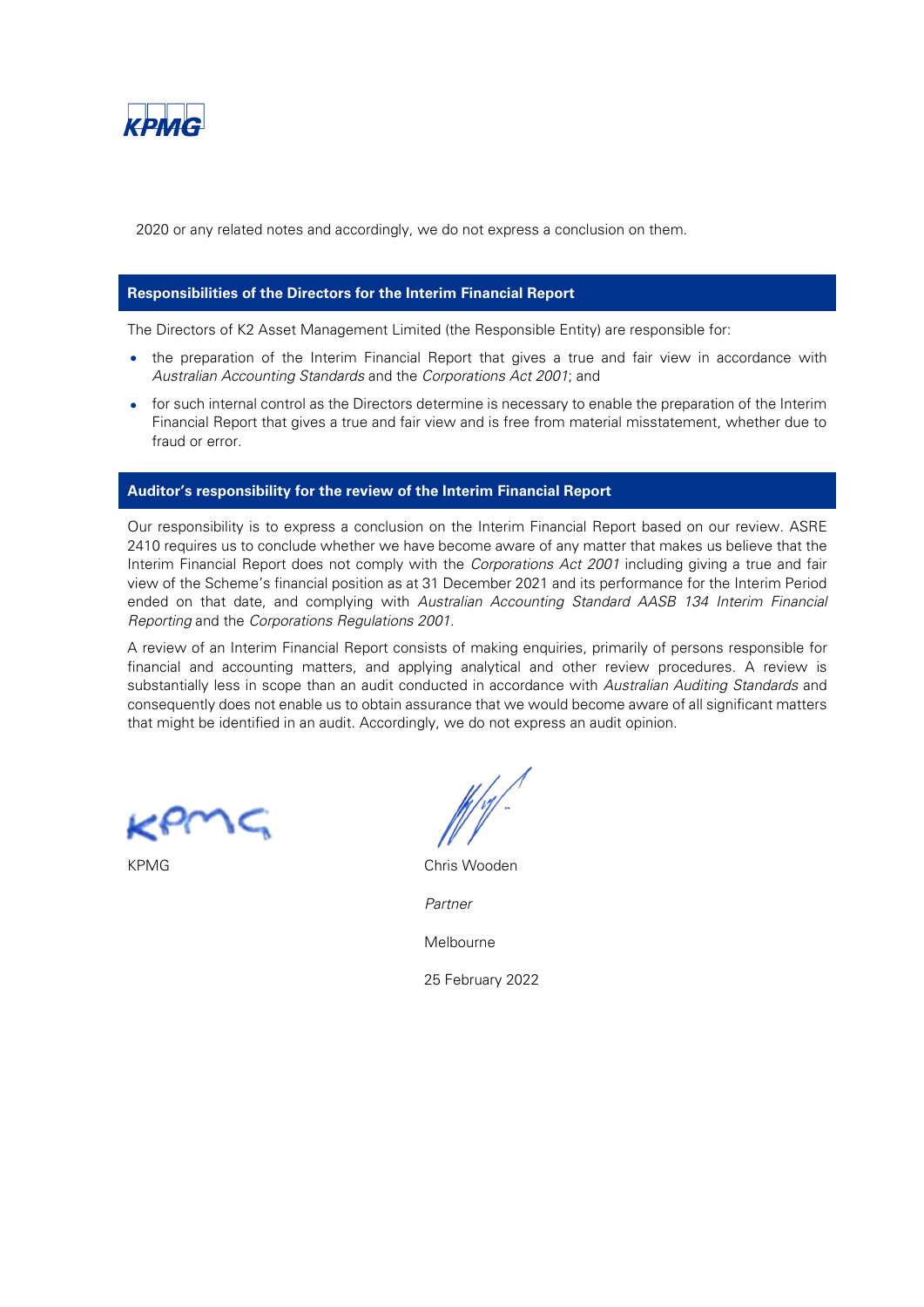2020 or any related notes and accordingly, we do not express a conclusion on them.

## Responsibilities of the Directors for the Interim Financial Report

The Directors of K2 Asset Management Limited (the Responsible Entity) are responsible for:

- the preparation of the Interim Financial Report that gives a true and fair view in accordance with *Australian Accounting Standards* and the *Corporations Act 2001*; and
- for such internal control as the Directors determine is necessary to enable the preparation of the Interim Financial Report that gives a true and fair view and is free from material misstatement, whether due to fraud or error.

## Auditor's responsibility for the review of the Interim Financial Report

Our responsibility is to express a conclusion on the Interim Financial Report based on our review. ASRE 2410 requires us to conclude whether we have become aware of any matter that makes us believe that the Interim Financial Report does not comply with the *Corporations Act 2001* including giving a true and fair view of the Scheme's financial position as at 31 December 2021 and its performance for the Interim Period ended on that date, and complying with *Australian Accounting Standard AASB 134 Interim Financial Reporting* and the *Corporations Regulations 2001*.

A review of an Interim Financial Report consists of making enquiries, primarily of persons responsible for financial and accounting matters, and applying analytical and other review procedures. A review is substantially less in scope than an audit conducted in accordance with *Australian Auditing Standards* and consequently does not enable us to obtain assurance that we would become aware of all significant matters that might be identified in an audit. Accordingly, we do not express an audit opinion.

KPMG

Chris Wooden

*Partner*

Melbourne

25 February 2022